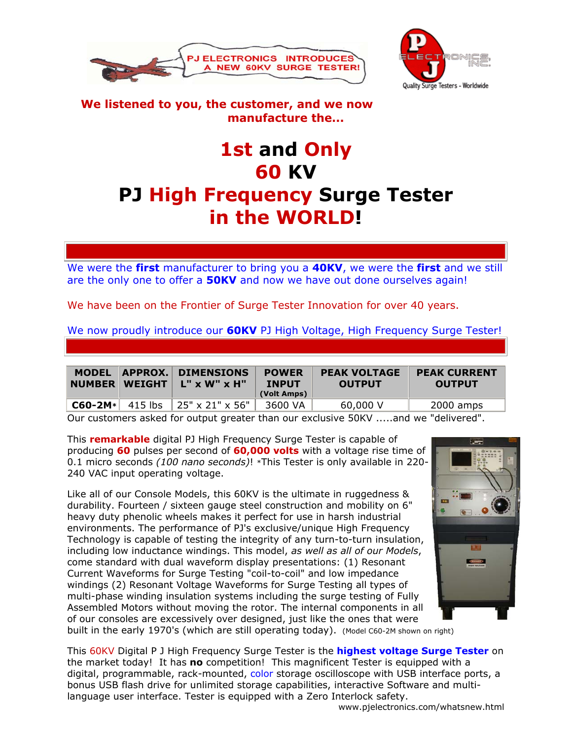PJ ELECTRONICS INTRODUCES A NEW 60KV SURGE TESTER!

PJ ELECTRONICS, INC.
Quality Surge Testers - Worldwide

**We listened to you, the customer, and we now manufacture the...**

# 1st and Only 60 KV PJ High Frequency Surge Tester in the WORLD!

We were the **first** manufacturer to bring you a **40KV**, we were the **first** and we still are the only one to offer a **50KV** and now we have out done ourselves again!

We have been on the Frontier of Surge Tester Innovation for over 40 years.

We now proudly introduce our **60KV** PJ High Voltage, High Frequency Surge Tester!

| MODEL NUMBER | APPROX. WEIGHT | DIMENSIONS L" x W" x H" | POWER INPUT (Volt Amps) | PEAK VOLTAGE OUTPUT | PEAK CURRENT OUTPUT |
|---|---|---|---|---|---|
| **C60-2M*** | 415 lbs | 25" x 21" x 56" | 3600 VA | 60,000 V | 2000 amps |

Our customers asked for output greater than our exclusive 50KV .....and we "delivered".

This **remarkable** digital PJ High Frequency Surge Tester is capable of producing **60** pulses per second of **60,000 volts** with a voltage rise time of 0.1 micro seconds *(100 nano seconds)*! *This Tester is only available in 220-240 VAC input operating voltage.

Like all of our Console Models, this 60KV is the ultimate in ruggedness & durability. Fourteen / sixteen gauge steel construction and mobility on 6" heavy duty phenolic wheels makes it perfect for use in harsh industrial environments. The performance of PJ's exclusive/unique High Frequency Technology is capable of testing the integrity of any turn-to-turn insulation, including low inductance windings. This model, *as well as all of our Models*, come standard with dual waveform display presentations: (1) Resonant Current Waveforms for Surge Testing "coil-to-coil" and low impedance windings (2) Resonant Voltage Waveforms for Surge Testing all types of multi-phase winding insulation systems including the surge testing of Fully Assembled Motors without moving the rotor. The internal components in all of our consoles are excessively over designed, just like the ones that were built in the early 1970's (which are still operating today). (Model C60-2M shown on right)

This 60KV Digital P J High Frequency Surge Tester is the **highest voltage Surge Tester** on the market today! It has **no** competition! This magnificent Tester is equipped with a digital, programmable, rack-mounted, color storage oscilloscope with USB interface ports, a bonus USB flash drive for unlimited storage capabilities, interactive Software and multi-language user interface. Tester is equipped with a Zero Interlock safety.

www.pjelectronics.com/whatsnew.html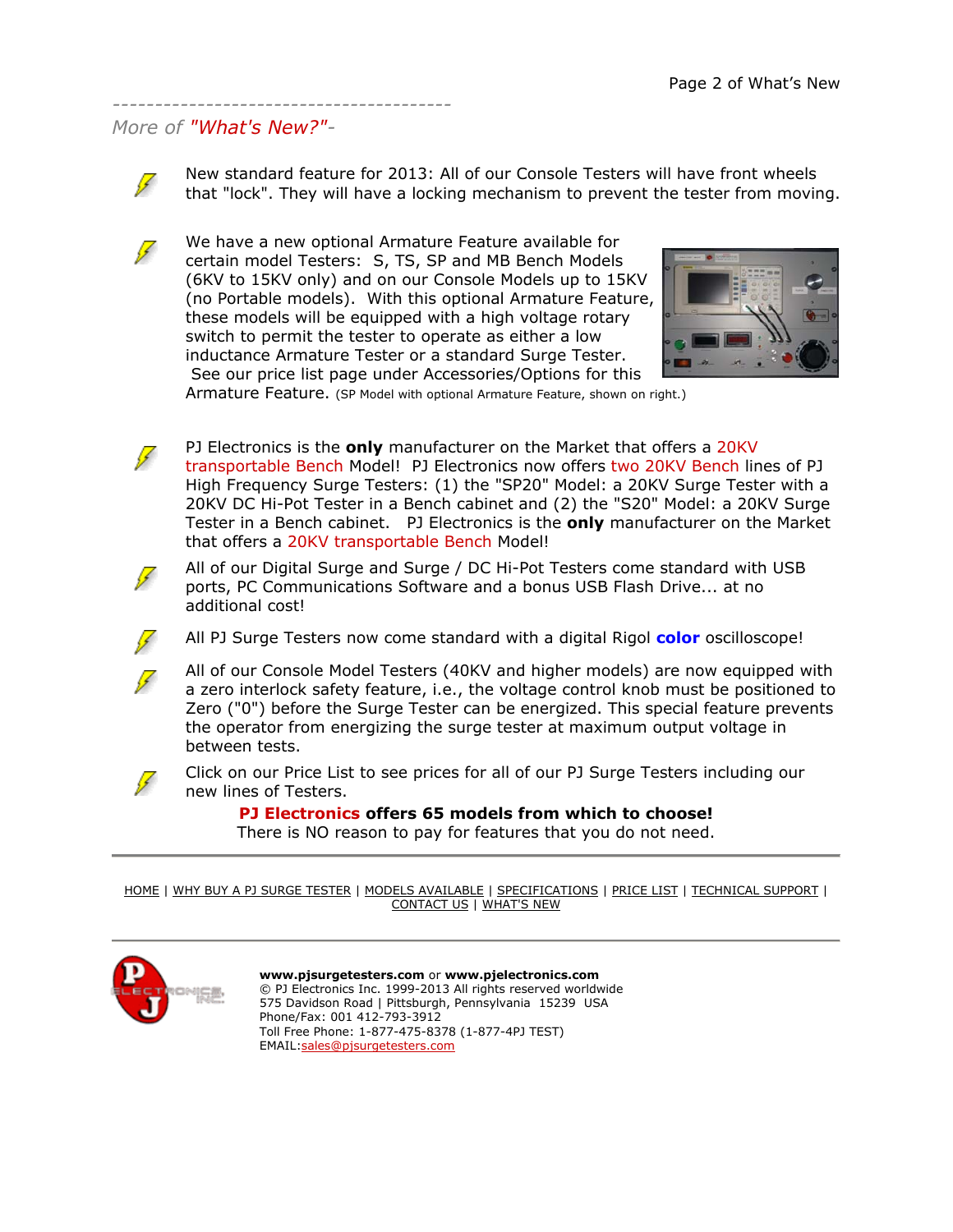---

*More of "What's New?"-*

- New standard feature for 2013: All of our Console Testers will have front wheels that "lock". They will have a locking mechanism to prevent the tester from moving.

- We have a new optional Armature Feature available for certain model Testers: S, TS, SP and MB Bench Models (6KV to 15KV only) and on our Console Models up to 15KV (no Portable models). With this optional Armature Feature, these models will be equipped with a high voltage rotary switch to permit the tester to operate as either a low inductance Armature Tester or a standard Surge Tester. See our price list page under Accessories/Options for this Armature Feature. (SP Model with optional Armature Feature, shown on right.)

- PJ Electronics is the **only** manufacturer on the Market that offers a 20KV transportable Bench Model! PJ Electronics now offers two 20KV Bench lines of PJ High Frequency Surge Testers: (1) the "SP20" Model: a 20KV Surge Tester with a 20KV DC Hi-Pot Tester in a Bench cabinet and (2) the "S20" Model: a 20KV Surge Tester in a Bench cabinet. PJ Electronics is the **only** manufacturer on the Market that offers a 20KV transportable Bench Model!

- All of our Digital Surge and Surge / DC Hi-Pot Testers come standard with USB ports, PC Communications Software and a bonus USB Flash Drive... at no additional cost!

- All PJ Surge Testers now come standard with a digital Rigol **color** oscilloscope!

- All of our Console Model Testers (40KV and higher models) are now equipped with a zero interlock safety feature, i.e., the voltage control knob must be positioned to Zero ("0") before the Surge Tester can be energized. This special feature prevents the operator from energizing the surge tester at maximum output voltage in between tests.

- Click on our Price List to see prices for all of our PJ Surge Testers including our new lines of Testers.

**PJ Electronics offers 65 models from which to choose!**
There is NO reason to pay for features that you do not need.

---

HOME | WHY BUY A PJ SURGE TESTER | MODELS AVAILABLE | SPECIFICATIONS | PRICE LIST | TECHNICAL SUPPORT | CONTACT US | WHAT'S NEW

---

**www.pjsurgetesters.com** or **www.pjelectronics.com**
© PJ Electronics Inc. 1999-2013 All rights reserved worldwide
575 Davidson Road | Pittsburgh, Pennsylvania 15239 USA
Phone/Fax: 001 412-793-3912
Toll Free Phone: 1-877-475-8378 (1-877-4PJ TEST)
EMAIL:sales@pjsurgetesters.com